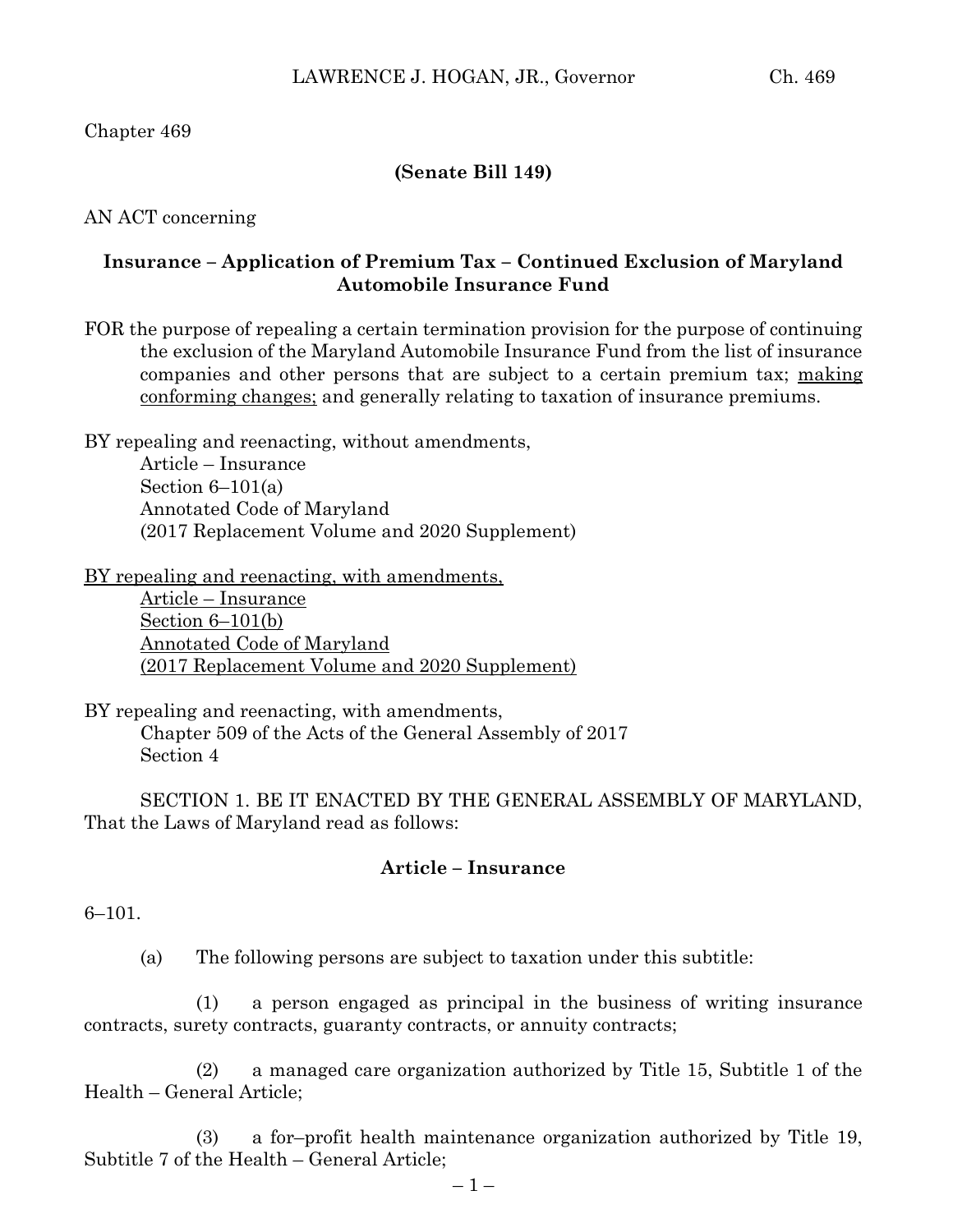Chapter 469

**(Senate Bill 149)**

AN ACT concerning

**Insurance – Application of Premium Tax – Continued Exclusion of Maryland Automobile Insurance Fund**

FOR the purpose of repealing a certain termination provision for the purpose of continuing the exclusion of the Maryland Automobile Insurance Fund from the list of insurance companies and other persons that are subject to a certain premium tax; <u>making conforming changes;</u> and generally relating to taxation of insurance premiums.

BY repealing and reenacting, without amendments,
Article – Insurance
Section 6–101(a)
Annotated Code of Maryland
(2017 Replacement Volume and 2020 Supplement)

<u>BY repealing and reenacting, with amendments,</u>
<u>Article – Insurance</u>
<u>Section 6–101(b)</u>
<u>Annotated Code of Maryland</u>
<u>(2017 Replacement Volume and 2020 Supplement)</u>

BY repealing and reenacting, with amendments,
Chapter 509 of the Acts of the General Assembly of 2017
Section 4

SECTION 1. BE IT ENACTED BY THE GENERAL ASSEMBLY OF MARYLAND, That the Laws of Maryland read as follows:

**Article – Insurance**

6–101.

(a) The following persons are subject to taxation under this subtitle:

(1) a person engaged as principal in the business of writing insurance contracts, surety contracts, guaranty contracts, or annuity contracts;

(2) a managed care organization authorized by Title 15, Subtitle 1 of the Health – General Article;

(3) a for–profit health maintenance organization authorized by Title 19, Subtitle 7 of the Health – General Article;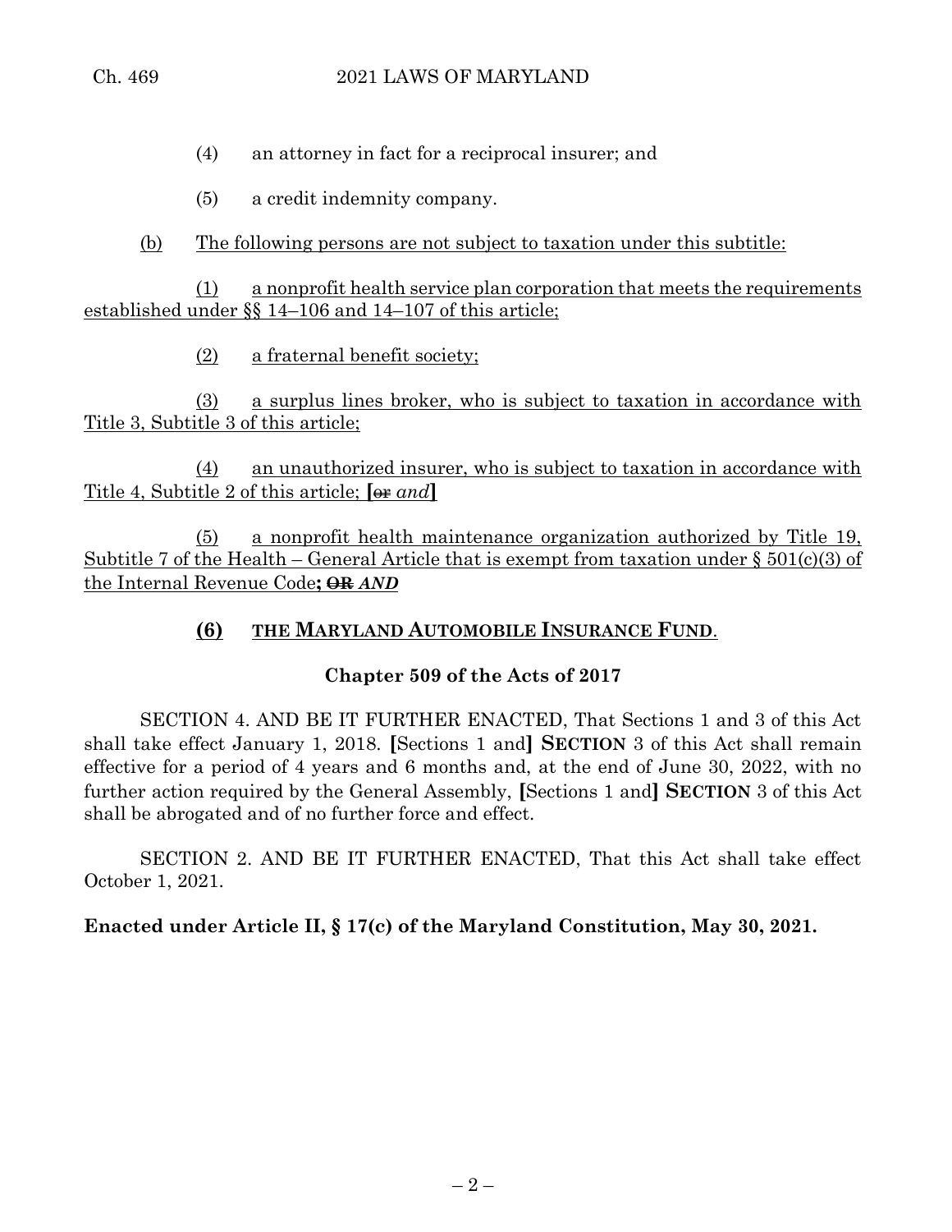(4) an attorney in fact for a reciprocal insurer; and

(5) a credit indemnity company.

(b) The following persons are not subject to taxation under this subtitle:

(1) a nonprofit health service plan corporation that meets the requirements established under §§ 14–106 and 14–107 of this article;

(2) a fraternal benefit society;

(3) a surplus lines broker, who is subject to taxation in accordance with Title 3, Subtitle 3 of this article;

(4) an unauthorized insurer, who is subject to taxation in accordance with Title 4, Subtitle 2 of this article; **[**~~or~~ *and***]**

(5) a nonprofit health maintenance organization authorized by Title 19, Subtitle 7 of the Health – General Article that is exempt from taxation under § 501(c)(3) of the Internal Revenue Code**;** ~~**OR**~~ ***AND***

**(6) THE MARYLAND AUTOMOBILE INSURANCE FUND**.

**Chapter 509 of the Acts of 2017**

SECTION 4. AND BE IT FURTHER ENACTED, That Sections 1 and 3 of this Act shall take effect January 1, 2018. **[**Sections 1 and**] SECTION** 3 of this Act shall remain effective for a period of 4 years and 6 months and, at the end of June 30, 2022, with no further action required by the General Assembly, **[**Sections 1 and**] SECTION** 3 of this Act shall be abrogated and of no further force and effect.

SECTION 2. AND BE IT FURTHER ENACTED, That this Act shall take effect October 1, 2021.

**Enacted under Article II, § 17(c) of the Maryland Constitution, May 30, 2021.**